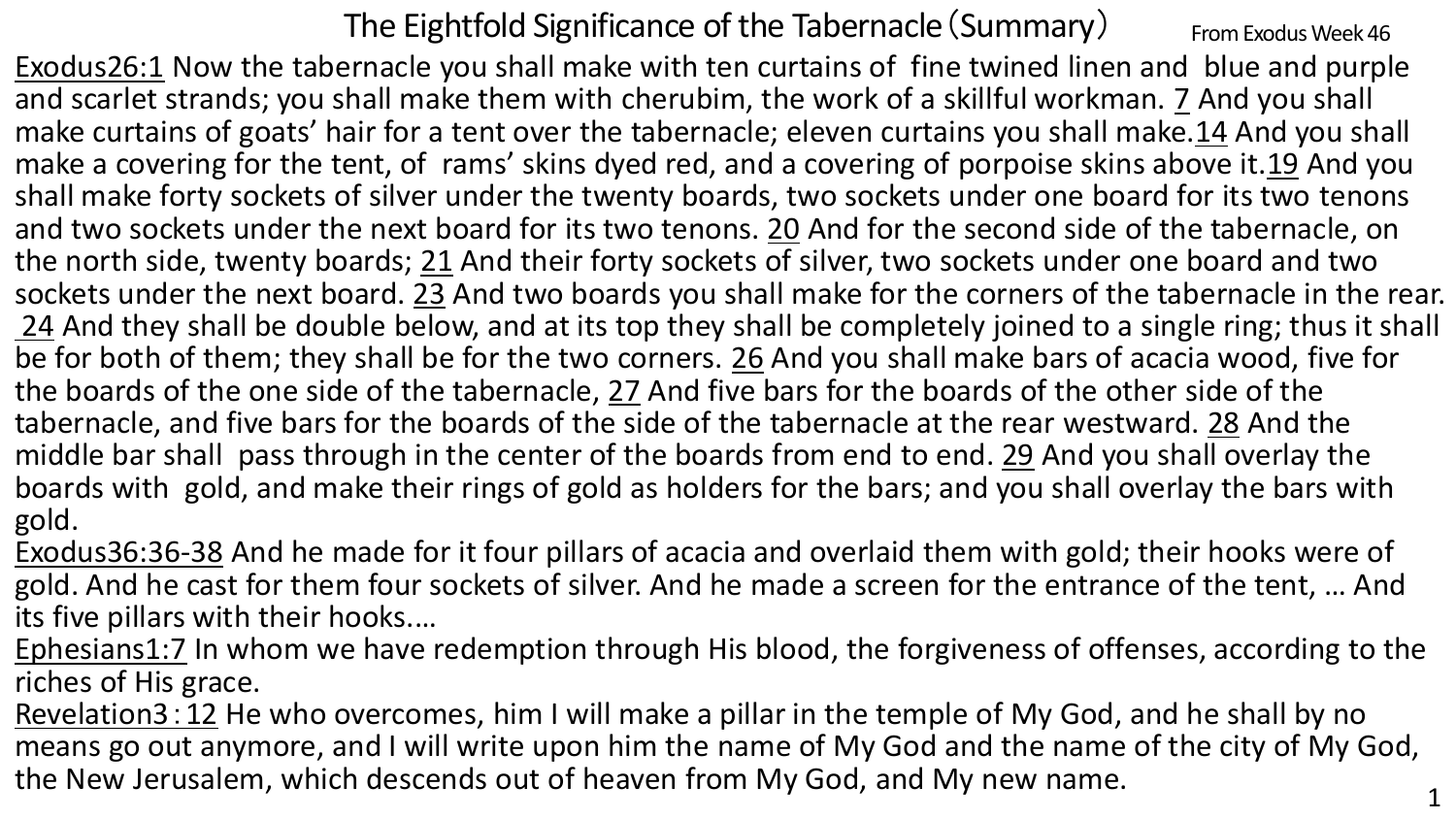# The Eightfold Significance of the Tabernacle（Summary）

From Exodus Week 46

Exodus26:1 Now the tabernacle you shall make with ten curtains of fine twined linen and blue and purple and scarlet strands; you shall make them with cherubim, the work of a skillful workman. 7 And you shall make curtains of goats' hair for a tent over the tabernacle; eleven curtains you shall make.14 And you shall make a covering for the tent, of rams' skins dyed red, and a covering of porpoise skins above it.19 And you shall make forty sockets of silver under the twenty boards, two sockets under one board for its two tenons and two sockets under the next board for its two tenons. 20 And for the second side of the tabernacle, on the north side, twenty boards; 21 And their forty sockets of silver, two sockets under one board and two sockets under the next board. 23 And two boards you shall make for the corners of the tabernacle in the rear. 24 And they shall be double below, and at its top they shall be completely joined to a single ring; thus it shall be for both of them; they shall be for the two corners. 26 And you shall make bars of acacia wood, five for the boards of the one side of the tabernacle, 27 And five bars for the boards of the other side of the tabernacle, and five bars for the boards of the side of the tabernacle at the rear westward. 28 And the middle bar shall pass through in the center of the boards from end to end. 29 And you shall overlay the boards with gold, and make their rings of gold as holders for the bars; and you shall overlay the bars with gold.

Exodus36:36-38 And he made for it four pillars of acacia and overlaid them with gold; their hooks were of gold. And he cast for them four sockets of silver. And he made a screen for the entrance of the tent, … And its five pillars with their hooks.…

Ephesians1:7 In whom we have redemption through His blood, the forgiveness of offenses, according to the riches of His grace.

Revelation3：12 He who overcomes, him I will make a pillar in the temple of My God, and he shall by no means go out anymore, and I will write upon him the name of My God and the name of the city of My God, the New Jerusalem, which descends out of heaven from My God, and My new name.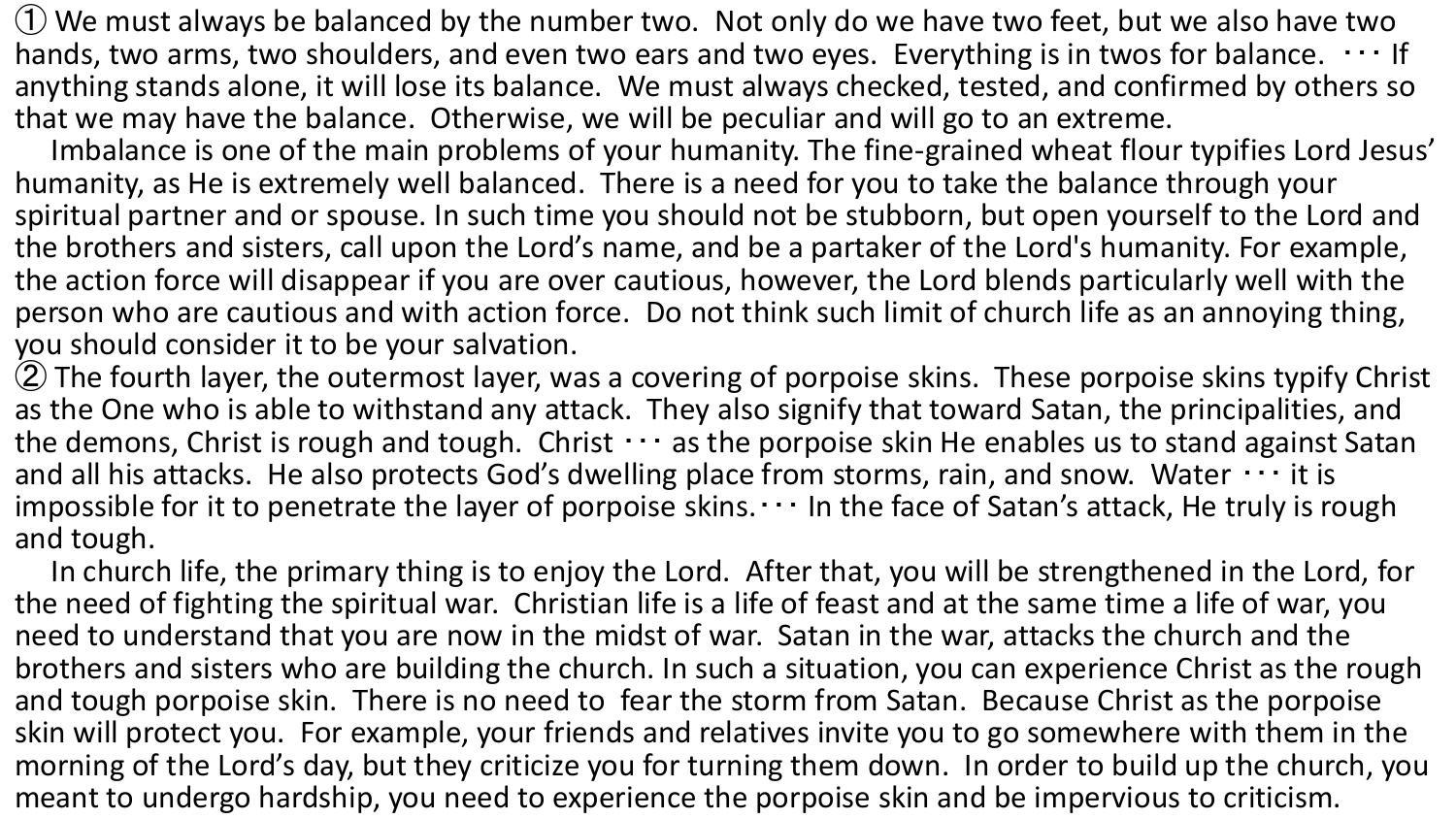① We must always be balanced by the number two. Not only do we have two feet, but we also have two hands, two arms, two shoulders, and even two ears and two eyes. Everything is in twos for balance. ・・・ If anything stands alone, it will lose its balance. We must always checked, tested, and confirmed by others so that we may have the balance. Otherwise, we will be peculiar and will go to an extreme.

Imbalance is one of the main problems of your humanity. The fine-grained wheat flour typifies Lord Jesus' humanity, as He is extremely well balanced. There is a need for you to take the balance through your spiritual partner and or spouse. In such time you should not be stubborn, but open yourself to the Lord and the brothers and sisters, call upon the Lord's name, and be a partaker of the Lord's humanity. For example, the action force will disappear if you are over cautious, however, the Lord blends particularly well with the person who are cautious and with action force. Do not think such limit of church life as an annoying thing, you should consider it to be your salvation.

② The fourth layer, the outermost layer, was a covering of porpoise skins. These porpoise skins typify Christ as the One who is able to withstand any attack. They also signify that toward Satan, the principalities, and the demons, Christ is rough and tough. Christ ・・・ as the porpoise skin He enables us to stand against Satan and all his attacks. He also protects God's dwelling place from storms, rain, and snow. Water ・・・ it is impossible for it to penetrate the layer of porpoise skins.・・・ In the face of Satan's attack, He truly is rough and tough.

In church life, the primary thing is to enjoy the Lord. After that, you will be strengthened in the Lord, for the need of fighting the spiritual war. Christian life is a life of feast and at the same time a life of war, you need to understand that you are now in the midst of war. Satan in the war, attacks the church and the brothers and sisters who are building the church. In such a situation, you can experience Christ as the rough and tough porpoise skin. There is no need to fear the storm from Satan. Because Christ as the porpoise skin will protect you. For example, your friends and relatives invite you to go somewhere with them in the morning of the Lord's day, but they criticize you for turning them down. In order to build up the church, you meant to undergo hardship, you need to experience the porpoise skin and be impervious to criticism.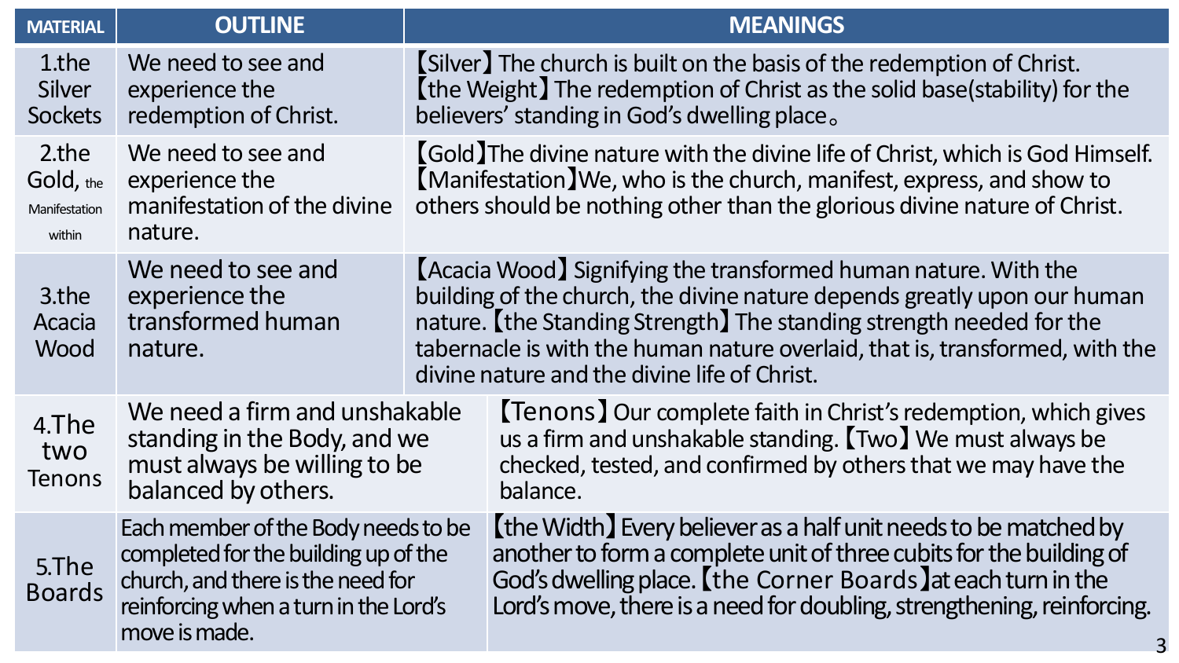| MATERIAL | OUTLINE | MEANINGS |
|---|---|---|
| 1.the Silver Sockets | We need to see and experience the redemption of Christ. | 【Silver】The church is built on the basis of the redemption of Christ. 【the Weight】The redemption of Christ as the solid base(stability) for the believers' standing in God's dwelling place。 |
| 2.the Gold, the Manifestation within | We need to see and experience the manifestation of the divine nature. | 【Gold】The divine nature with the divine life of Christ, which is God Himself. 【Manifestation】We, who is the church, manifest, express, and show to others should be nothing other than the glorious divine nature of Christ. |
| 3.the Acacia Wood | We need to see and experience the transformed human nature. | 【Acacia Wood】Signifying the transformed human nature. With the building of the church, the divine nature depends greatly upon our human nature.【the Standing Strength】The standing strength needed for the tabernacle is with the human nature overlaid, that is, transformed, with the divine nature and the divine life of Christ. |
| 4.The two Tenons | We need a firm and unshakable standing in the Body, and we must always be willing to be balanced by others. | 【Tenons】Our complete faith in Christ's redemption, which gives us a firm and unshakable standing.【Two】We must always be checked, tested, and confirmed by others that we may have the balance. |
| 5.The Boards | Each member of the Body needs to be completed for the building up of the church, and there is the need for reinforcing when a turn in the Lord's move is made. | 【the Width】Every believer as a half unit needs to be matched by another to form a complete unit of three cubits for the building of God's dwelling place.【the Corner Boards】at each turn in the Lord's move, there is a need for doubling, strengthening, reinforcing. |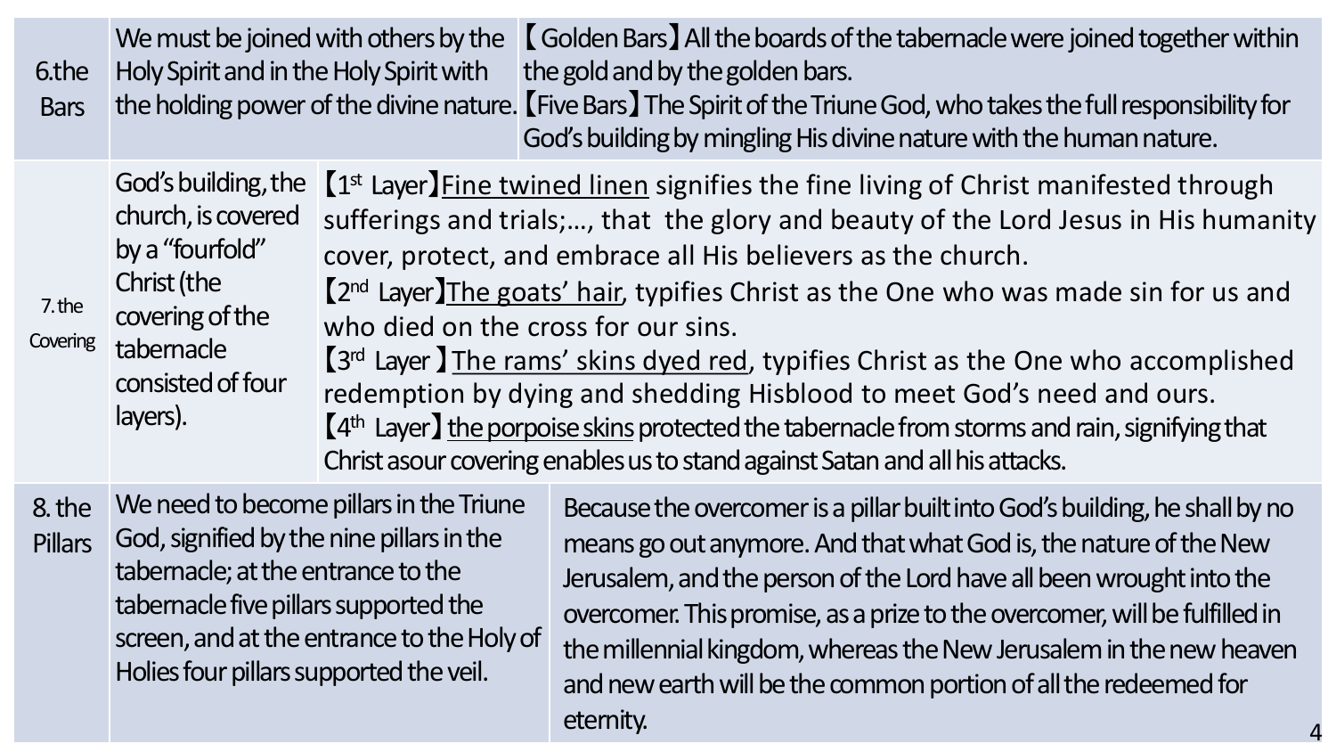| | | |
|---|---|---|
| 6.the Bars | We must be joined with others by the Holy Spirit and in the Holy Spirit with the holding power of the divine nature. | 【Golden Bars】All the boards of the tabernacle were joined together within the gold and by the golden bars.<br>【Five Bars】The Spirit of the Triune God, who takes the full responsibility for God's building by mingling His divine nature with the human nature. |
| 7. the Covering | God's building, the church, is covered by a "fourfold" Christ (the covering of the tabernacle consisted of four layers). | 【1st Layer】Fine twined linen signifies the fine living of Christ manifested through sufferings and trials;..., that the glory and beauty of the Lord Jesus in His humanity cover, protect, and embrace all His believers as the church.<br>【2nd Layer】The goats' hair, typifies Christ as the One who was made sin for us and who died on the cross for our sins.<br>【3rd Layer】The rams' skins dyed red, typifies Christ as the One who accomplished redemption by dying and shedding Hisblood to meet God's need and ours.<br>【4th Layer】the porpoise skins protected the tabernacle from storms and rain, signifying that Christ asour covering enables us to stand against Satan and all his attacks. |
| 8. the Pillars | We need to become pillars in the Triune God, signified by the nine pillars in the tabernacle; at the entrance to the tabernacle five pillars supported the screen, and at the entrance to the Holy of Holies four pillars supported the veil. | Because the overcomer is a pillar built into God's building, he shall by no means go out anymore. And that what God is, the nature of the New Jerusalem, and the person of the Lord have all been wrought into the overcomer. This promise, as a prize to the overcomer, will be fulfilled in the millennial kingdom, whereas the New Jerusalem in the new heaven and new earth will be the common portion of all the redeemed for eternity. |